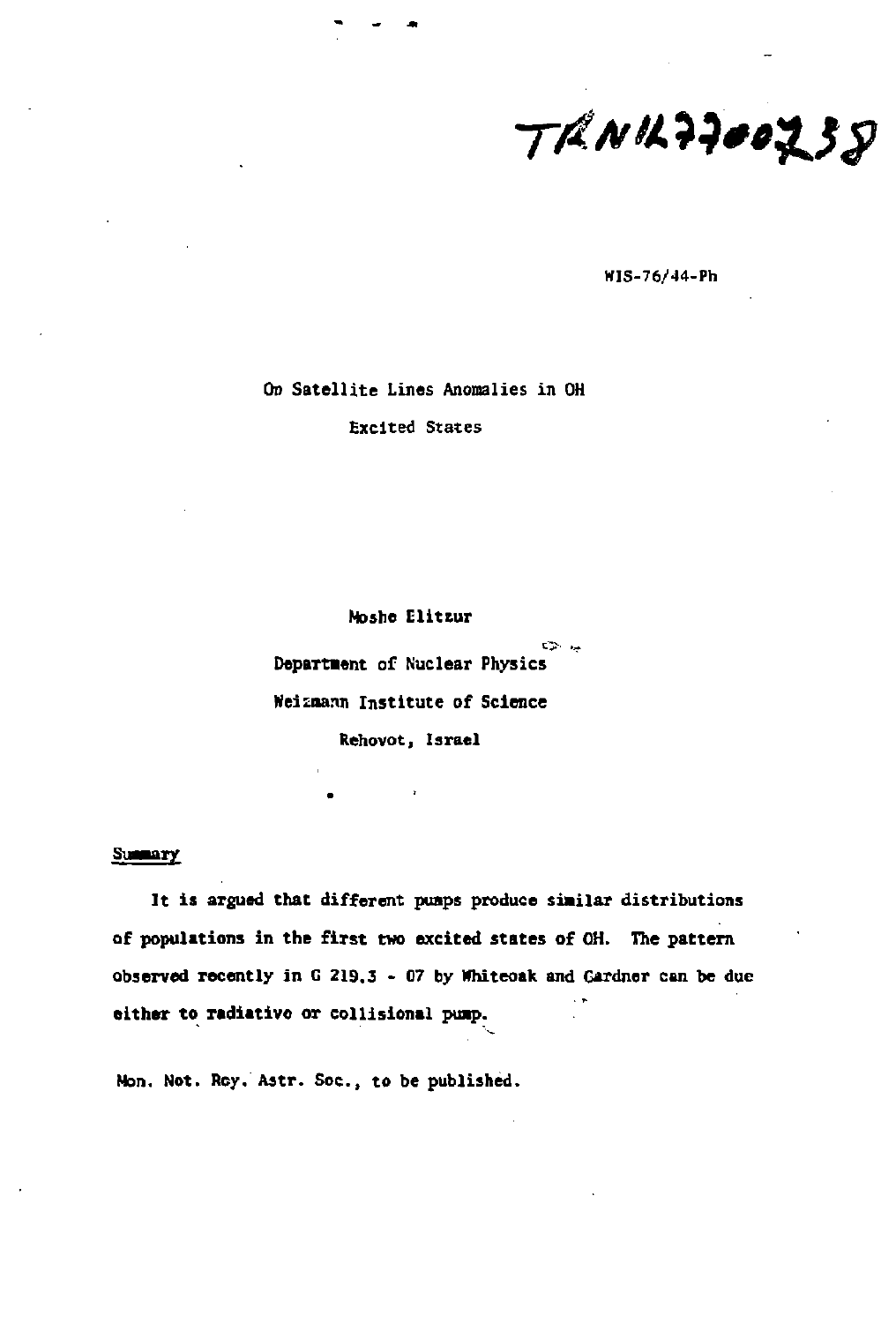TRNIL7700238

WIS-76/44-Ph

# On Satellite Lines Anomalies in OH Excited States

Moshe Elitzur

Department of Nuclear Physics

Weizmann Institute of Science

Rehovot, Israel

## Summary

It is argued that different pumps produce similar distributions of populations in the first two excited states of OH. The pattern observed recently in G 219.3 - 07 by Whiteoak and Gardner can be due either to radiativo or collisional pump.

Mon. Not. Roy. Astr. Soc., to be published.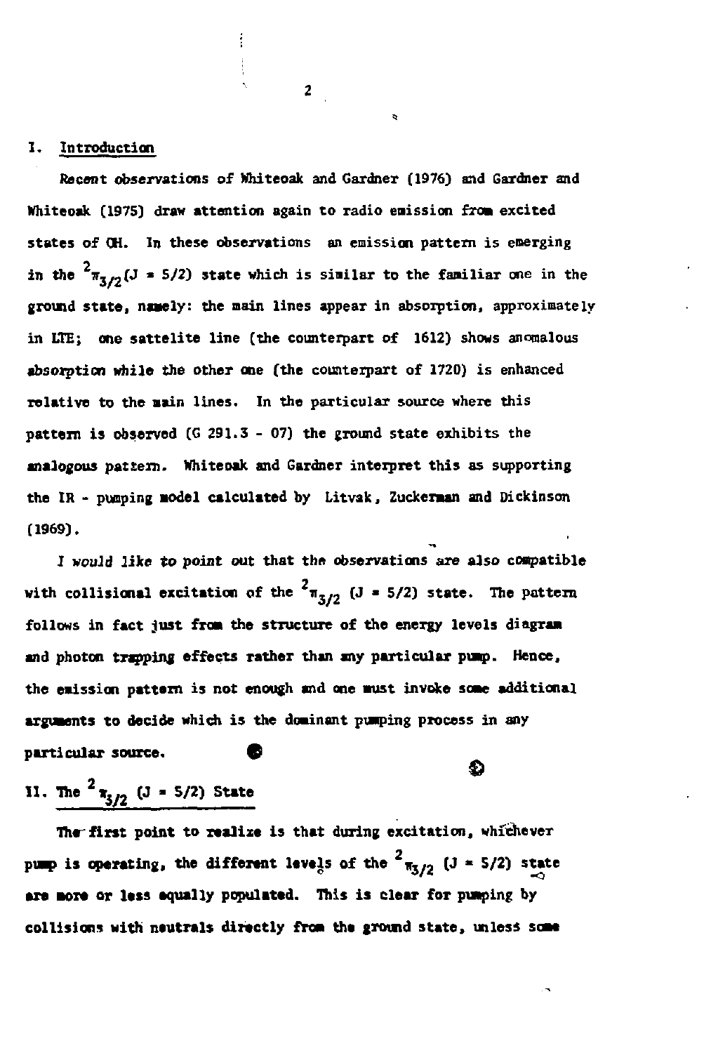## I. Introduction

Recent observations of Whiteoak and Gardner (1976) and Gardner and Whiteoak (1975) draw attention again to radio emission from excited states of OH. In these observations an emission pattern is emerging in the $^2\pi_{3/2}(J = 5/2)$ state which is similar to the familiar one in the ground state, namely: the main lines appear in absorption, approximately in LTE; one sattelite line (the counterpart of 1612) shows anomalous absorption while the other one (the counterpart of 1720) is enhanced relative to the main lines. In the particular source where this pattern is observed (G 291.3 - 07) the ground state exhibits the analogous pattern. Whiteoak and Gardner interpret this as supporting the IR - pumping model calculated by Litvak, Zuckerman and Dickinson (1969).

I would like to point out that the observations are also compatible with collisional excitation of the $^2\pi_{3/2}$ (J = 5/2) state. The pattern follows in fact just from the structure of the energy levels diagram and photon trapping effects rather than any particular pump. Hence, the emission pattern is not enough and one must invoke some additional arguments to decide which is the dominant pumping process in any particular source.

## II. The $^2\pi_{3/2}$ (J = 5/2) State

The first point to realize is that during excitation, whichever pump is operating, the different levels of the $^2\pi_{3/2}$ (J = 5/2) state are more or less equally populated. This is clear for pumping by collisions with neutrals directly from the ground state, unless some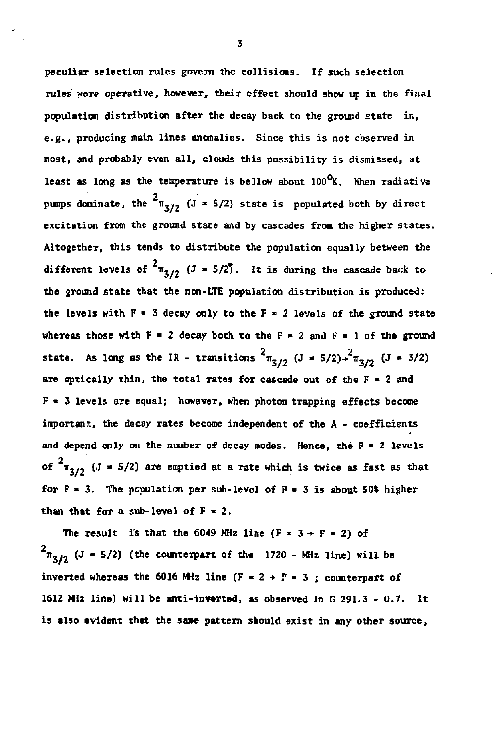peculiar selection rules govern the collisions. If such selection rules were operative, however, their effect should show up in the final population distribution after the decay back to the ground state in, e.g., producing main lines anomalies. Since this is not observed in most, and probably even all, clouds this possibility is dismissed, at least as long as the temperature is bellow about 100°K. When radiative pumps dominate, the $^2\pi_{3/2}$ (J = 5/2) state is populated both by direct excitation from the ground state and by cascades from the higher states. Altogether, this tends to distribute the population equally between the different levels of $^2\pi_{3/2}$ (J = 5/2). It is during the cascade back to the ground state that the non-LTE population distribution is produced: the levels with F = 3 decay only to the F = 2 levels of the ground state whereas those with F = 2 decay both to the F = 2 and F = 1 of the ground state. As long as the IR - transitions $^2\pi_{3/2}$ (J = 5/2)$\rightarrow$$^2\pi_{3/2}$ (J = 3/2) are optically thin, the total rates for cascade out of the F = 2 and F = 3 levels are equal; however, when photon trapping effects become important, the decay rates become independent of the A - coefficients and depend only on the number of decay modes. Hence, the F = 2 levels of $^2\pi_{3/2}$ (J = 5/2) are emptied at a rate which is twice as fast as that for F = 3. The population per sub-level of F = 3 is about 50% higher than that for a sub-level of F = 2.

The result is that the 6049 MHz line (F = 3 $\rightarrow$ F = 2) of $^2\pi_{3/2}$ (J = 5/2) (the counterpart of the 1720 - MHz line) will be inverted whereas the 6016 MHz line (F = 2 $\rightarrow$ F = 3 ; counterpart of 1612 MHz line) will be anti-inverted, as observed in G 291.3 - 0.7. It is also evident that the same pattern should exist in any other source,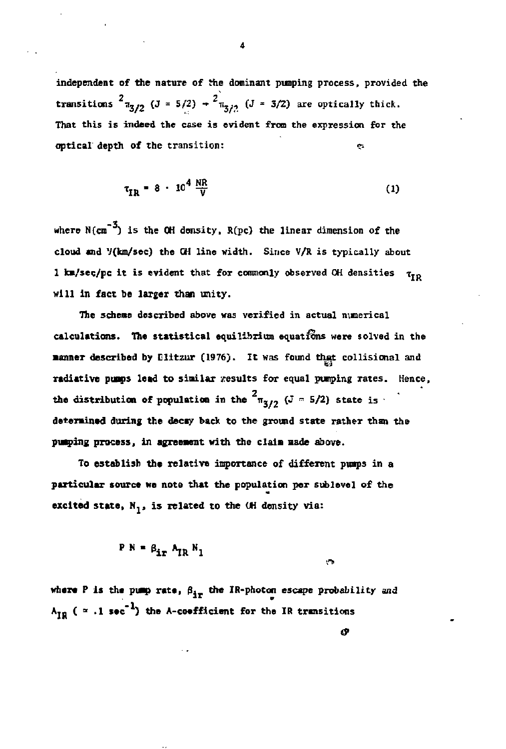independent of the nature of the dominant pumping process, provided the transitions $^2\pi_{3/2}$ (J = 5/2) $\rightarrow$ $^2\pi_{3/2}$ (J = 3/2) are optically thick. That this is indeed the case is evident from the expression for the optical depth of the transition:

$$\tau_{IR} = 8 \cdot 10^4 \frac{NR}{V} \tag{1}$$

where N(cm$^{-3}$) is the OH density, R(pc) the linear dimension of the cloud and V(km/sec) the OH line width. Since V/R is typically about 1 km/sec/pc it is evident that for commonly observed OH densities $\tau_{IR}$ will in fact be larger than unity.

The scheme described above was verified in actual numerical calculations. The statistical equilibrium equations were solved in the manner described by Elitzur (1976). It was found that collisional and radiative pumps lead to similar results for equal pumping rates. Hence, the distribution of population in the $^2\pi_{3/2}$ (J = 5/2) state is determined during the decay back to the ground state rather than the pumping process, in agreement with the claim made above.

To establish the relative importance of different pumps in a particular source we note that the population per sublevel of the excited state, $N_1$, is related to the OH density via:

$$P\ N = \beta_{ir}\ A_{IR}\ N_1$$

where P is the pump rate, $\beta_{ir}$ the IR-photon escape probability and $A_{IR}$ ($\simeq .1$ sec$^{-1}$) the A-coefficient for the IR transitions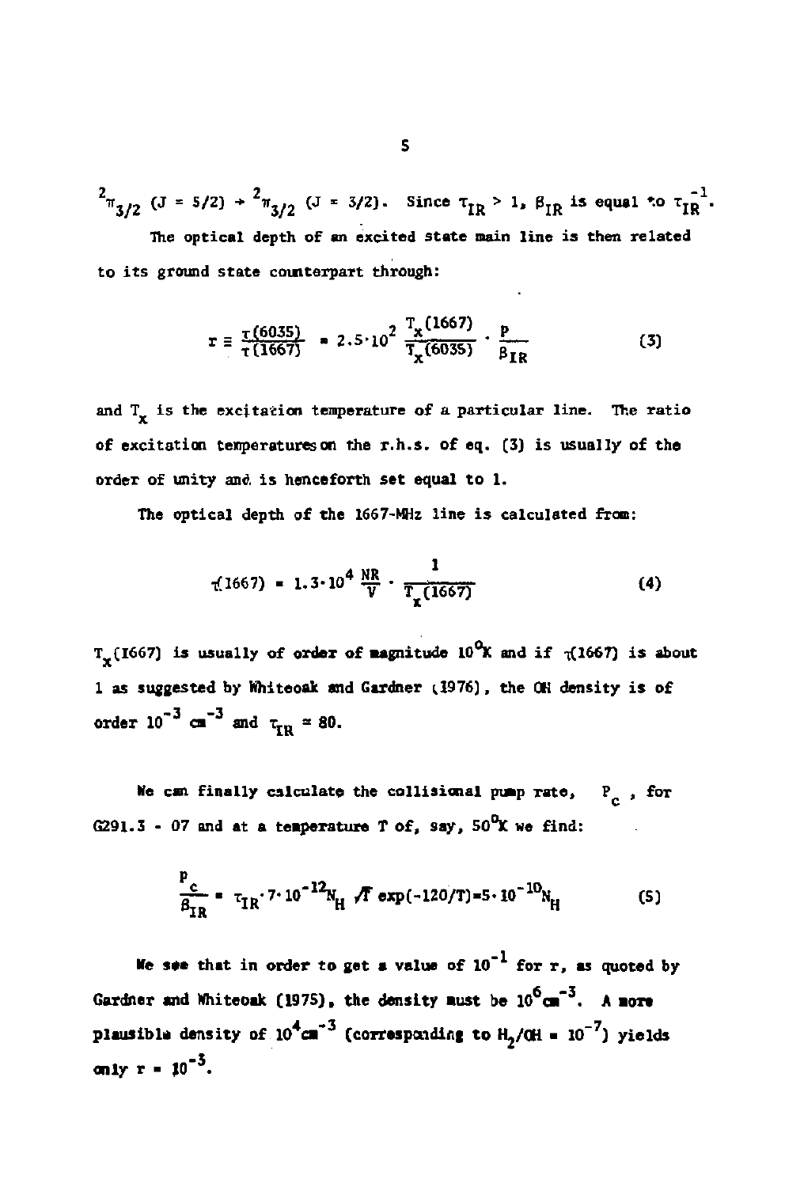$^2\Pi_{3/2}$ $(J = 5/2) \rightarrow {}^2\Pi_{3/2}$ $(J = 3/2)$. Since $\tau_{IR} > 1$, $\beta_{IR}$ is equal to $\tau_{IR}^{-1}$.

The optical depth of an excited state main line is then related to its ground state counterpart through:

$$r \equiv \frac{\tau(6035)}{\tau(1667)} = 2.5 \cdot 10^2 \, \frac{T_x(1667)}{T_x(6035)} \cdot \frac{P}{\beta_{IR}} \tag{3}$$

and $T_x$ is the excitation temperature of a particular line. The ratio of excitation temperatures on the r.h.s. of eq. (3) is usually of the order of unity and is henceforth set equal to 1.

The optical depth of the 1667-MHz line is calculated from:

$$\tau(1667) = 1.3 \cdot 10^4 \, \frac{NR}{V} \cdot \frac{1}{T_x(1667)} \tag{4}$$

$T_x(1667)$ is usually of order of magnitude $10^{\circ}$K and if $\tau(1667)$ is about 1 as suggested by Whiteoak and Gardner (1976), the OH density is of order $10^{-3}$ $cm^{-3}$ and $\tau_{IR} \approx 80$.

We can finally calculate the collisional pump rate, $P_c$, for G291.3 - 07 and at a temperature T of, say, $50^{\circ}$K we find:

$$\frac{P_c}{\beta_{IR}} = \tau_{IR} \cdot 7 \cdot 10^{-12} N_H \sqrt{T} \exp(-120/T) = 5 \cdot 10^{-10} N_H \tag{5}$$

We see that in order to get a value of $10^{-1}$ for r, as quoted by Gardner and Whiteoak (1975), the density must be $10^6 cm^{-3}$. A more plausible density of $10^4 cm^{-3}$ (corresponding to $H_2/OH = 10^{-7}$) yields only $r = 10^{-3}$.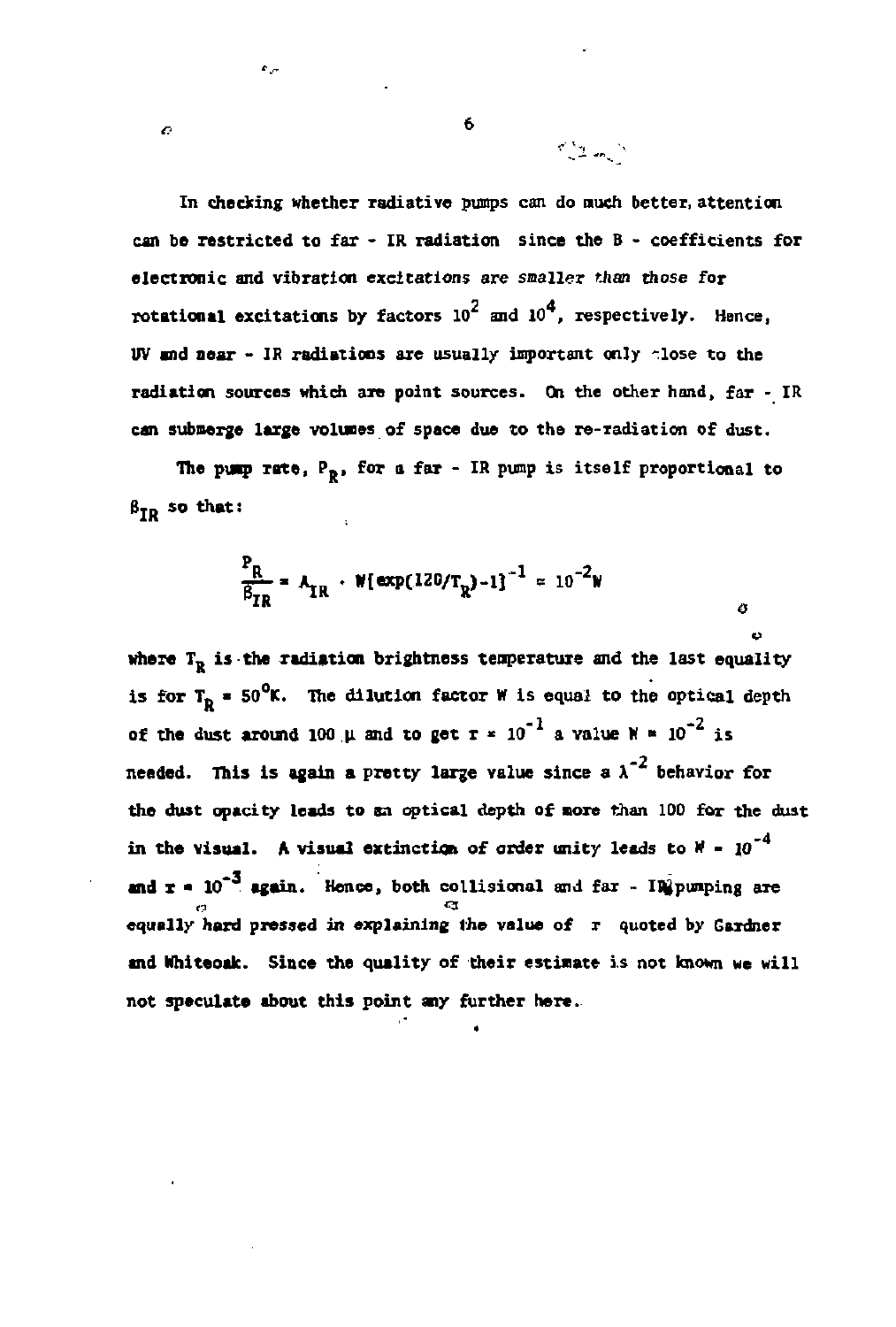In checking whether radiative pumps can do much better, attention can be restricted to far - IR radiation since the B - coefficients for electronic and vibration excitations are smaller than those for rotational excitations by factors $10^2$ and $10^4$, respectively. Hence, UV and near - IR radiations are usually important only close to the radiation sources which are point sources. On the other hand, far - IR can submerge large volumes of space due to the re-radiation of dust.

The pump rate, $P_R$, for a far - IR pump is itself proportional to $\beta_{IR}$ so that:

$$\frac{P_R}{\beta_{IR}} = A_{IR} \cdot W[\exp(120/T_R)-1]^{-1} \approx 10^{-2}W$$

where $T_R$ is the radiation brightness temperature and the last equality is for $T_R = 50^\circ K$. The dilution factor W is equal to the optical depth of the dust around 100 $\mu$ and to get $r \approx 10^{-1}$ a value $W \approx 10^{-2}$ is needed. This is again a pretty large value since a $\lambda^{-2}$ behavior for the dust opacity leads to an optical depth of more than 100 for the dust in the visual. A visual extinction of order unity leads to $W = 10^{-4}$ and $r = 10^{-3}$ again. Hence, both collisional and far - IR pumping are equally hard pressed in explaining the value of $r$ quoted by Gardner and Whiteoak. Since the quality of their estimate is not known we will not speculate about this point any further here.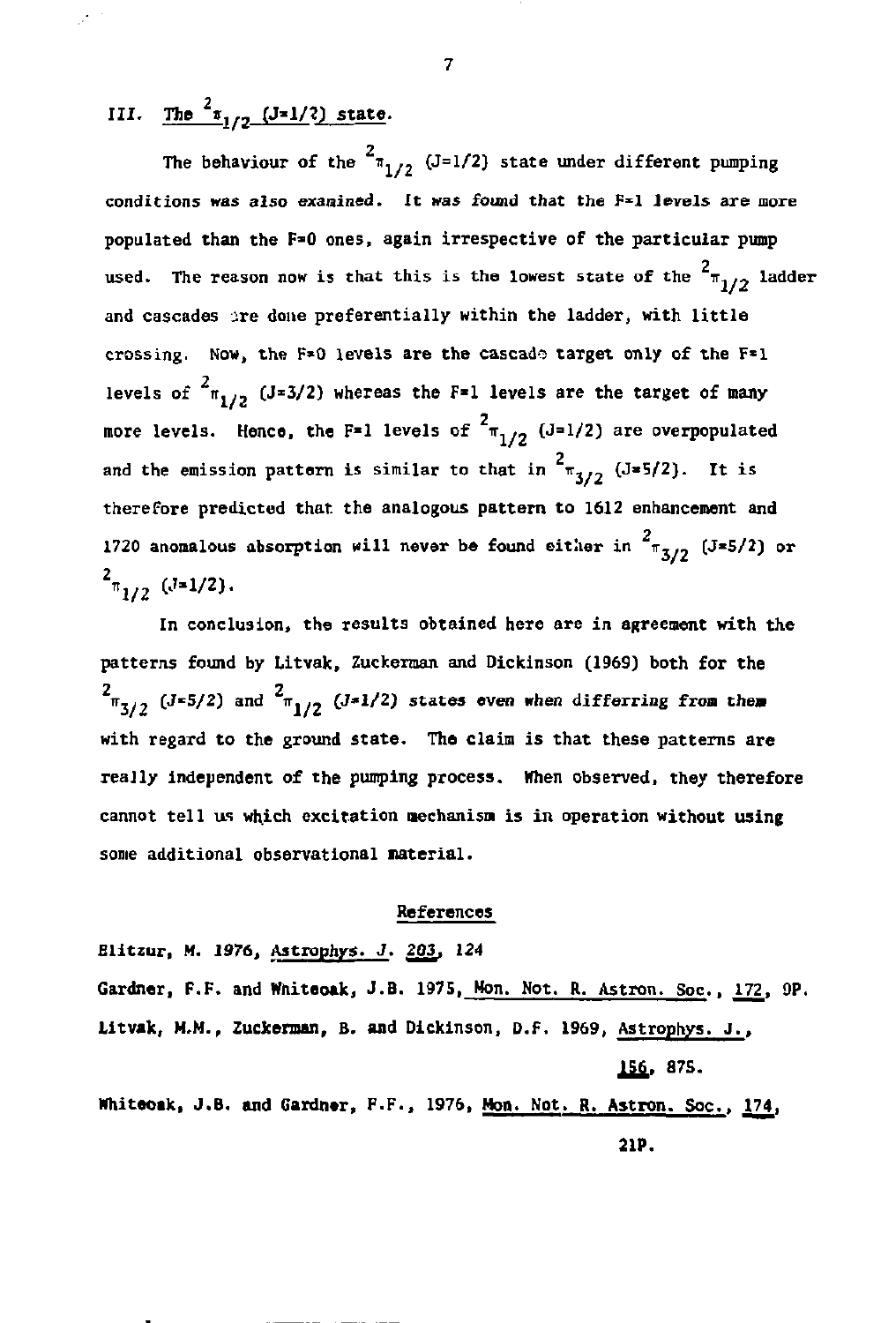## III. The $^2\pi_{1/2}$ (J=1/2) state.

The behaviour of the $^2\pi_{1/2}$ (J=1/2) state under different pumping conditions was also examined. It was found that the F=1 levels are more populated than the F=0 ones, again irrespective of the particular pump used. The reason now is that this is the lowest state of the $^2\pi_{1/2}$ ladder and cascades are done preferentially within the ladder, with little crossing. Now, the F=0 levels are the cascade target only of the F=1 levels of $^2\pi_{1/2}$ (J=3/2) whereas the F=1 levels are the target of many more levels. Hence, the F=1 levels of $^2\pi_{1/2}$ (J=1/2) are overpopulated and the emission pattern is similar to that in $^2\pi_{3/2}$ (J=5/2). It is therefore predicted that the analogous pattern to 1612 enhancement and 1720 anomalous absorption will never be found either in $^2\pi_{3/2}$ (J=5/2) or $^2\pi_{1/2}$ (J=1/2).

In conclusion, the results obtained here are in agreement with the patterns found by Litvak, Zuckerman and Dickinson (1969) both for the $^2\pi_{3/2}$ (J=5/2) and $^2\pi_{1/2}$ (J=1/2) states even when differing from them with regard to the ground state. The claim is that these patterns are really independent of the pumping process. When observed, they therefore cannot tell us which excitation mechanism is in operation without using some additional observational material.

## References

Elitzur, M. 1976, Astrophys. J. 203, 124

Gardner, F.F. and Whiteoak, J.B. 1975, Mon. Not. R. Astron. Soc., 172, 9P.

Litvak, M.M., Zuckerman, B. and Dickinson, D.F. 1969, Astrophys. J., 156, 875.

Whiteoak, J.B. and Gardner, F.F., 1976, Mon. Not. R. Astron. Soc., 174, 21P.